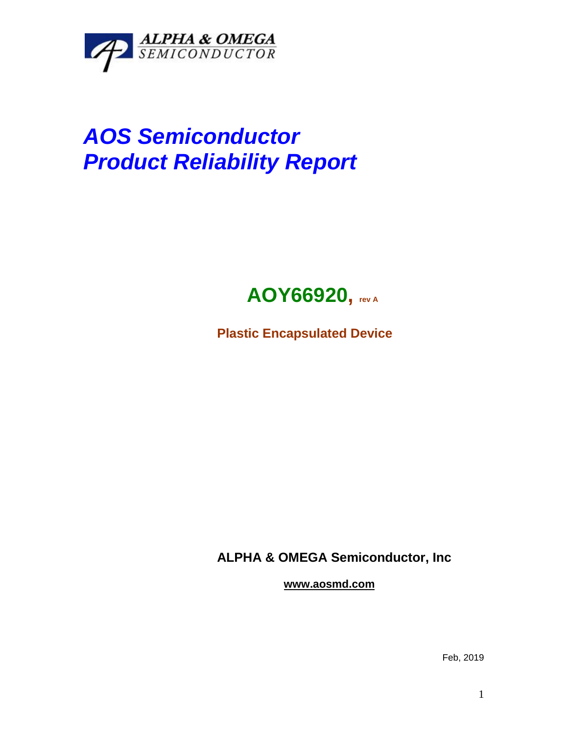ALPHA & OMEGA SEMICONDUCTOR

# *AOS Semiconductor*
# *Product Reliability Report*

## AOY66920, rev A

**Plastic Encapsulated Device**

**ALPHA & OMEGA Semiconductor, Inc**

**www.aosmd.com**

Feb, 2019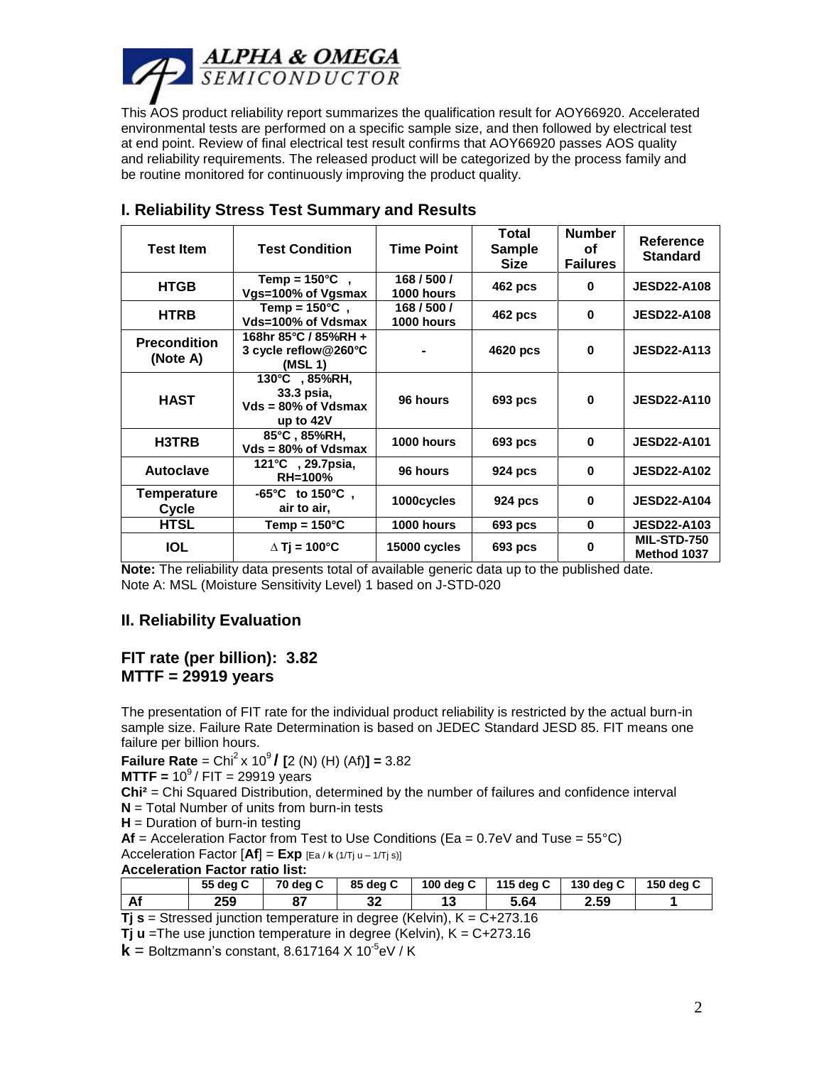This AOS product reliability report summarizes the qualification result for AOY66920. Accelerated environmental tests are performed on a specific sample size, and then followed by electrical test at end point. Review of final electrical test result confirms that AOY66920 passes AOS quality and reliability requirements. The released product will be categorized by the process family and be routine monitored for continuously improving the product quality.

## I. Reliability Stress Test Summary and Results

| Test Item | Test Condition | Time Point | Total Sample Size | Number of Failures | Reference Standard |
|---|---|---|---|---|---|
| HTGB | Temp = 150°C , Vgs=100% of Vgsmax | 168 / 500 / 1000 hours | 462 pcs | 0 | JESD22-A108 |
| HTRB | Temp = 150°C , Vds=100% of Vdsmax | 168 / 500 / 1000 hours | 462 pcs | 0 | JESD22-A108 |
| Precondition (Note A) | 168hr 85°C / 85%RH + 3 cycle reflow@260°C (MSL 1) | - | 4620 pcs | 0 | JESD22-A113 |
| HAST | 130°C , 85%RH, 33.3 psia, Vds = 80% of Vdsmax up to 42V | 96 hours | 693 pcs | 0 | JESD22-A110 |
| H3TRB | 85°C , 85%RH, Vds = 80% of Vdsmax | 1000 hours | 693 pcs | 0 | JESD22-A101 |
| Autoclave | 121°C , 29.7psia, RH=100% | 96 hours | 924 pcs | 0 | JESD22-A102 |
| Temperature Cycle | -65°C to 150°C , air to air, | 1000cycles | 924 pcs | 0 | JESD22-A104 |
| HTSL | Temp = 150°C | 1000 hours | 693 pcs | 0 | JESD22-A103 |
| IOL | $\Delta$ Tj = 100°C | 15000 cycles | 693 pcs | 0 | MIL-STD-750 Method 1037 |

**Note:** The reliability data presents total of available generic data up to the published date.
Note A: MSL (Moisture Sensitivity Level) 1 based on J-STD-020

## II. Reliability Evaluation

### FIT rate (per billion): 3.82
### MTTF = 29919 years

The presentation of FIT rate for the individual product reliability is restricted by the actual burn-in sample size. Failure Rate Determination is based on JEDEC Standard JESD 85. FIT means one failure per billion hours.

**Failure Rate** = $\text{Chi}^2 \times 10^9$ **/ [**2 (N) (H) (Af)**] =** 3.82

**MTTF =** $10^9$ / FIT = 29919 years

**Chi²** = Chi Squared Distribution, determined by the number of failures and confidence interval

**N** = Total Number of units from burn-in tests

**H** = Duration of burn-in testing

**Af** = Acceleration Factor from Test to Use Conditions (Ea = 0.7eV and Tuse = 55°C)

Acceleration Factor [**Af**] = **Exp** $[Ea / k (1/Tj_u - 1/Tj_s)]$

**Acceleration Factor ratio list:**

| | 55 deg C | 70 deg C | 85 deg C | 100 deg C | 115 deg C | 130 deg C | 150 deg C |
|---|---|---|---|---|---|---|---|
| Af | 259 | 87 | 32 | 13 | 5.64 | 2.59 | 1 |

**Tj s** = Stressed junction temperature in degree (Kelvin), K = C+273.16

**Tj u** =The use junction temperature in degree (Kelvin), K = C+273.16

**k** = Boltzmann's constant, $8.617164 \times 10^{-5}$eV / K